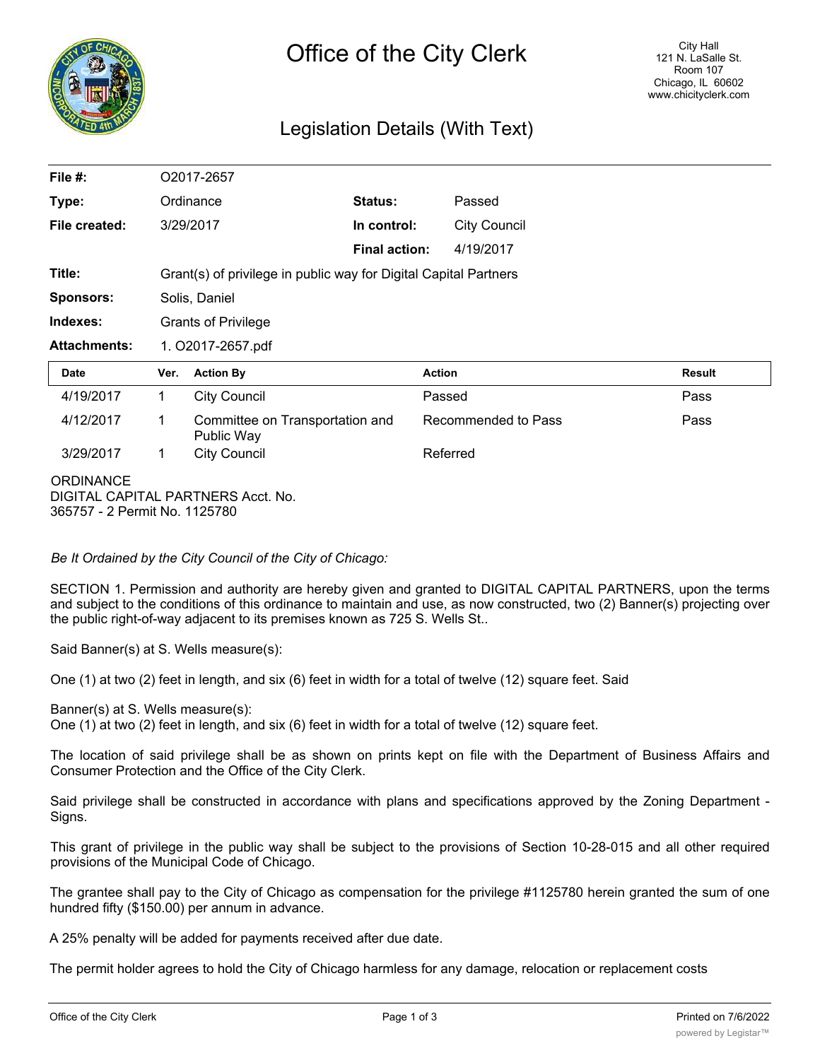# Office of the City Clerk

City Hall
121 N. LaSalle St.
Room 107
Chicago, IL 60602
www.chicityclerk.com

## Legislation Details (With Text)

| | | | |
|---|---|---|---|
| **File #:** | O2017-2657 | | |
| **Type:** | Ordinance | **Status:** | Passed |
| **File created:** | 3/29/2017 | **In control:** | City Council |
| | | **Final action:** | 4/19/2017 |
| **Title:** | Grant(s) of privilege in public way for Digital Capital Partners | | |
| **Sponsors:** | Solis, Daniel | | |
| **Indexes:** | Grants of Privilege | | |
| **Attachments:** | 1. O2017-2657.pdf | | |

| Date | Ver. | Action By | Action | Result |
|---|---|---|---|---|
| 4/19/2017 | 1 | City Council | Passed | Pass |
| 4/12/2017 | 1 | Committee on Transportation and Public Way | Recommended to Pass | Pass |
| 3/29/2017 | 1 | City Council | Referred | |

ORDINANCE
DIGITAL CAPITAL PARTNERS Acct. No.
365757 - 2 Permit No. 1125780

*Be It Ordained by the City Council of the City of Chicago:*

SECTION 1. Permission and authority are hereby given and granted to DIGITAL CAPITAL PARTNERS, upon the terms and subject to the conditions of this ordinance to maintain and use, as now constructed, two (2) Banner(s) projecting over the public right-of-way adjacent to its premises known as 725 S. Wells St..

Said Banner(s) at S. Wells measure(s):

One (1) at two (2) feet in length, and six (6) feet in width for a total of twelve (12) square feet. Said

Banner(s) at S. Wells measure(s):
One (1) at two (2) feet in length, and six (6) feet in width for a total of twelve (12) square feet.

The location of said privilege shall be as shown on prints kept on file with the Department of Business Affairs and Consumer Protection and the Office of the City Clerk.

Said privilege shall be constructed in accordance with plans and specifications approved by the Zoning Department - Signs.

This grant of privilege in the public way shall be subject to the provisions of Section 10-28-015 and all other required provisions of the Municipal Code of Chicago.

The grantee shall pay to the City of Chicago as compensation for the privilege #1125780 herein granted the sum of one hundred fifty ($150.00) per annum in advance.

A 25% penalty will be added for payments received after due date.

The permit holder agrees to hold the City of Chicago harmless for any damage, relocation or replacement costs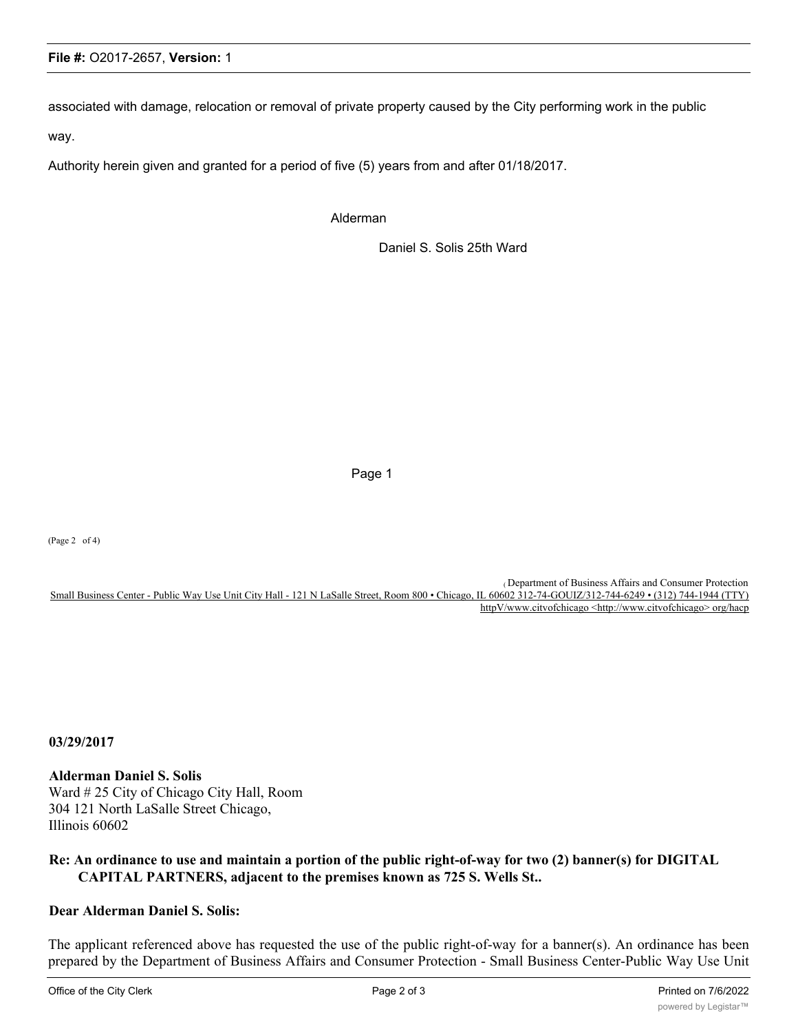associated with damage, relocation or removal of private property caused by the City performing work in the public way.

Authority herein given and granted for a period of five (5) years from and after 01/18/2017.

Alderman

Daniel S. Solis 25th Ward

Page 1

(Page 2 of 4)

( Department of Business Affairs and Consumer Protection
Small Business Center - Public Way Use Unit City Hall - 121 N LaSalle Street, Room 800 • Chicago, IL 60602 312-74-GOUIZ/312-744-6249 • (312) 744-1944 (TTY)
httpV/www.citvofchicago <http://www.citvofchicago> org/hacp

**03/29/2017**

**Alderman Daniel S. Solis**
Ward # 25 City of Chicago City Hall, Room 304 121 North LaSalle Street Chicago, Illinois 60602

**Re: An ordinance to use and maintain a portion of the public right-of-way for two (2) banner(s) for DIGITAL CAPITAL PARTNERS, adjacent to the premises known as 725 S. Wells St..**

**Dear Alderman Daniel S. Solis:**

The applicant referenced above has requested the use of the public right-of-way for a banner(s). An ordinance has been prepared by the Department of Business Affairs and Consumer Protection - Small Business Center-Public Way Use Unit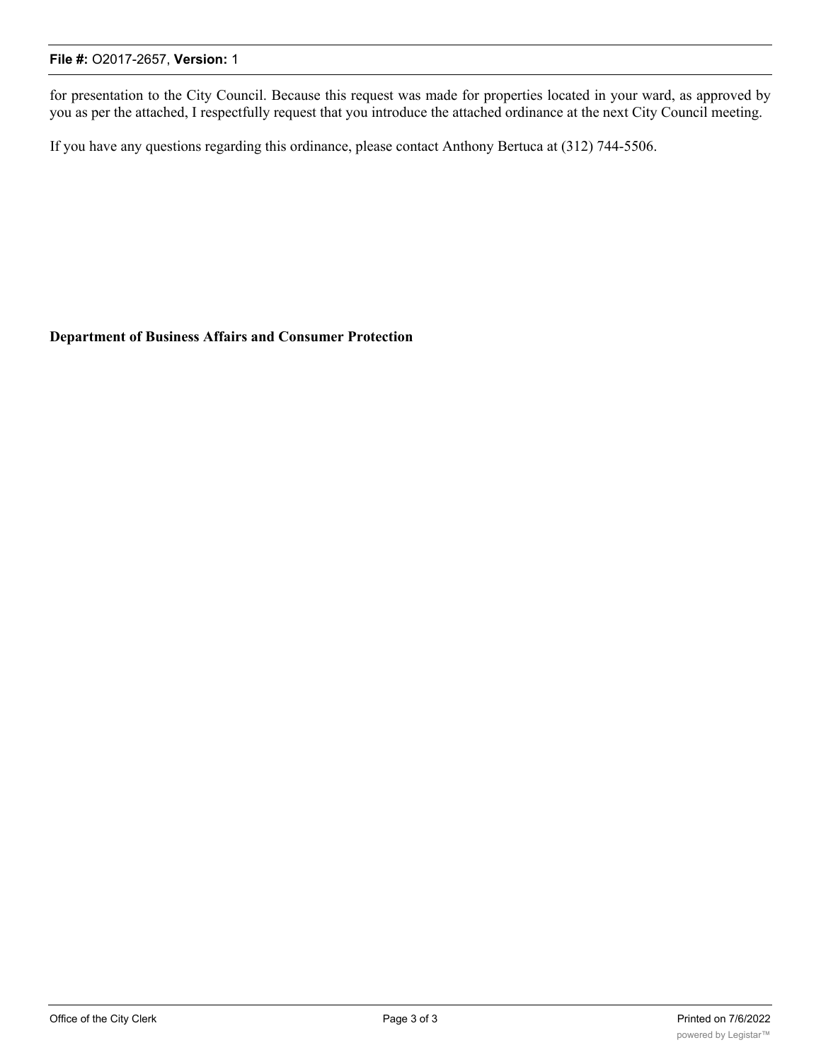for presentation to the City Council. Because this request was made for properties located in your ward, as approved by you as per the attached, I respectfully request that you introduce the attached ordinance at the next City Council meeting.

If you have any questions regarding this ordinance, please contact Anthony Bertuca at (312) 744-5506.

**Department of Business Affairs and Consumer Protection**